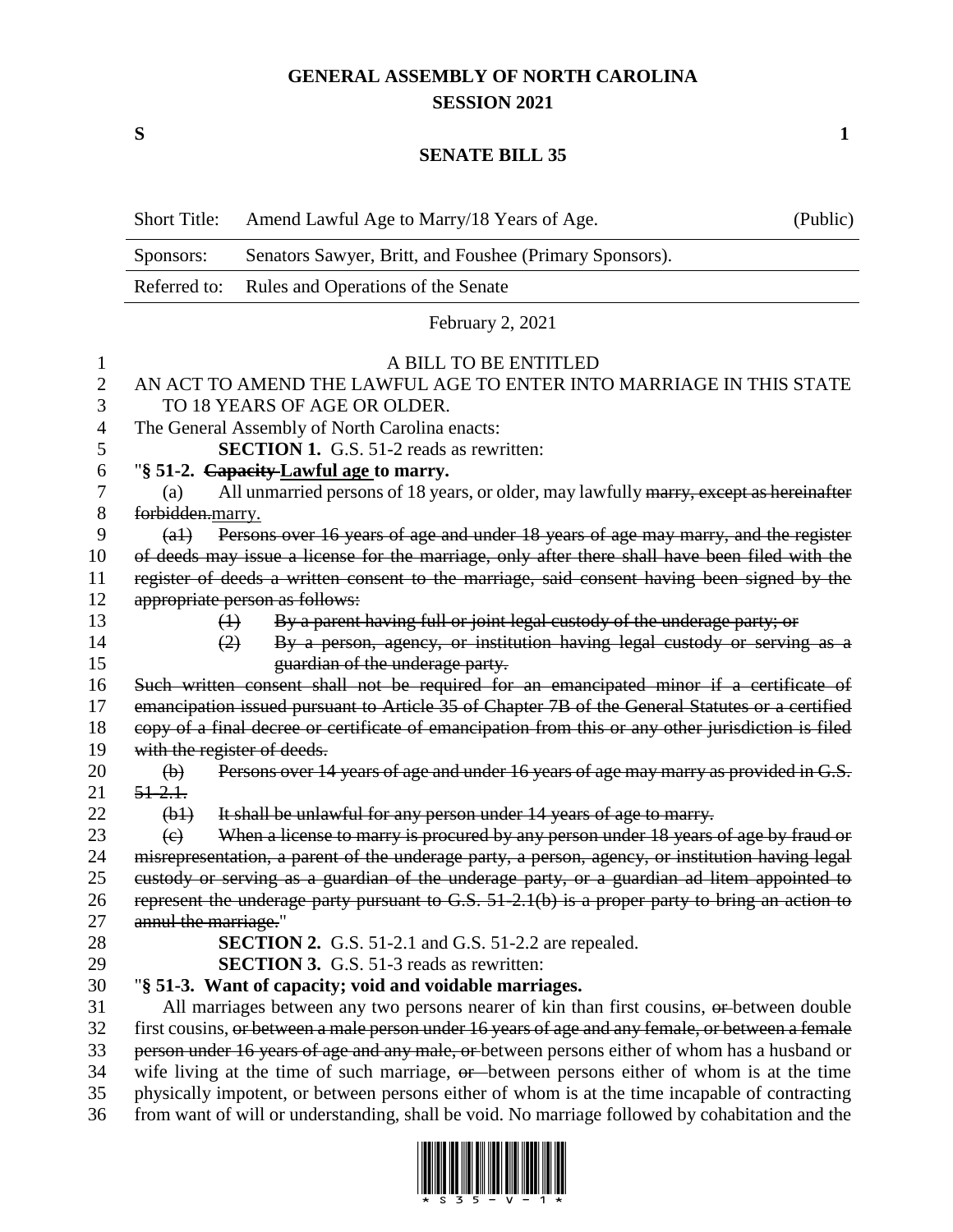**GENERAL ASSEMBLY OF NORTH CAROLINA**
**SESSION 2021**

**S** **1**

**SENATE BILL 35**

| | | |
|---|---|---|
| Short Title: | Amend Lawful Age to Marry/18 Years of Age. | (Public) |
| Sponsors: | Senators Sawyer, Britt, and Foushee (Primary Sponsors). | |
| Referred to: | Rules and Operations of the Senate | |

February 2, 2021

A BILL TO BE ENTITLED

AN ACT TO AMEND THE LAWFUL AGE TO ENTER INTO MARRIAGE IN THIS STATE TO 18 YEARS OF AGE OR OLDER.

The General Assembly of North Carolina enacts:

**SECTION 1.** G.S. 51-2 reads as rewritten:

"**§ 51-2. ~~Capacity~~ Lawful age to marry.**

(a) All unmarried persons of 18 years, or older, may lawfully ~~marry, except as hereinafter forbidden.~~marry.

~~(a1) Persons over 16 years of age and under 18 years of age may marry, and the register of deeds may issue a license for the marriage, only after there shall have been filed with the register of deeds a written consent to the marriage, said consent having been signed by the appropriate person as follows:~~

~~(1) By a parent having full or joint legal custody of the underage party; or~~

~~(2) By a person, agency, or institution having legal custody or serving as a guardian of the underage party.~~

~~Such written consent shall not be required for an emancipated minor if a certificate of emancipation issued pursuant to Article 35 of Chapter 7B of the General Statutes or a certified copy of a final decree or certificate of emancipation from this or any other jurisdiction is filed with the register of deeds.~~

~~(b) Persons over 14 years of age and under 16 years of age may marry as provided in G.S. 51-2.1.~~

~~(b1) It shall be unlawful for any person under 14 years of age to marry.~~

~~(c) When a license to marry is procured by any person under 18 years of age by fraud or misrepresentation, a parent of the underage party, a person, agency, or institution having legal custody or serving as a guardian of the underage party, or a guardian ad litem appointed to represent the underage party pursuant to G.S. 51-2.1(b) is a proper party to bring an action to annul the marriage.~~"

**SECTION 2.** G.S. 51-2.1 and G.S. 51-2.2 are repealed.

**SECTION 3.** G.S. 51-3 reads as rewritten:

"**§ 51-3. Want of capacity; void and voidable marriages.**

All marriages between any two persons nearer of kin than first cousins, ~~or~~ between double first cousins, ~~or between a male person under 16 years of age and any female, or between a female person under 16 years of age and any male, or~~ between persons either of whom has a husband or wife living at the time of such marriage, ~~or~~ between persons either of whom is at the time physically impotent, or between persons either of whom is at the time incapable of contracting from want of will or understanding, shall be void. No marriage followed by cohabitation and the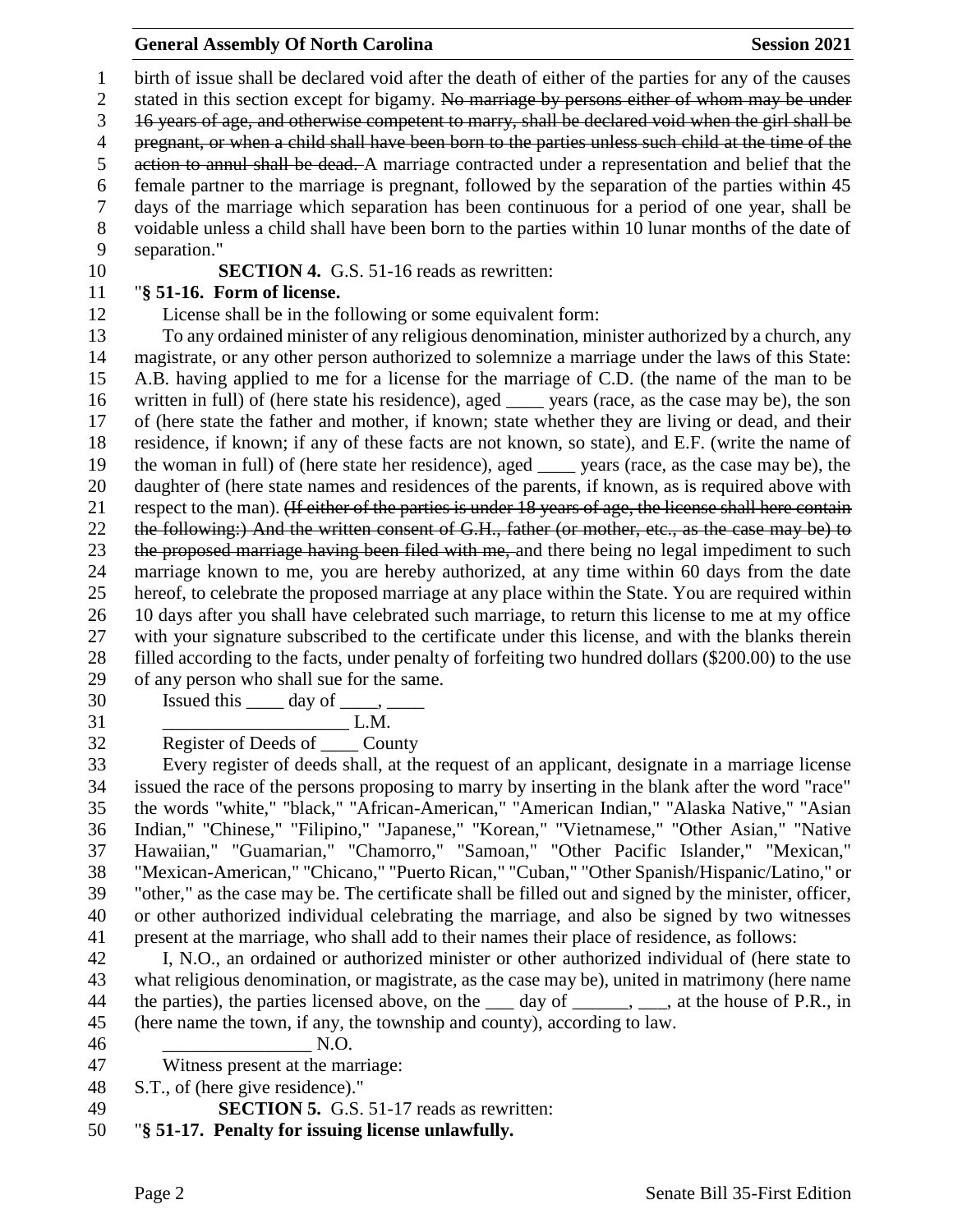birth of issue shall be declared void after the death of either of the parties for any of the causes stated in this section except for bigamy. ~~No marriage by persons either of whom may be under 16 years of age, and otherwise competent to marry, shall be declared void when the girl shall be pregnant, or when a child shall have been born to the parties unless such child at the time of the action to annul shall be dead.~~ A marriage contracted under a representation and belief that the female partner to the marriage is pregnant, followed by the separation of the parties within 45 days of the marriage which separation has been continuous for a period of one year, shall be voidable unless a child shall have been born to the parties within 10 lunar months of the date of separation."

**SECTION 4.** G.S. 51-16 reads as rewritten:

"**§ 51-16. Form of license.**

License shall be in the following or some equivalent form:

To any ordained minister of any religious denomination, minister authorized by a church, any magistrate, or any other person authorized to solemnize a marriage under the laws of this State: A.B. having applied to me for a license for the marriage of C.D. (the name of the man to be written in full) of (here state his residence), aged ____ years (race, as the case may be), the son of (here state the father and mother, if known; state whether they are living or dead, and their residence, if known; if any of these facts are not known, so state), and E.F. (write the name of the woman in full) of (here state her residence), aged ____ years (race, as the case may be), the daughter of (here state names and residences of the parents, if known, as is required above with respect to the man). ~~(If either of the parties is under 18 years of age, the license shall here contain the following:) And the written consent of G.H., father (or mother, etc., as the case may be) to the proposed marriage having been filed with me,~~ and there being no legal impediment to such marriage known to me, you are hereby authorized, at any time within 60 days from the date hereof, to celebrate the proposed marriage at any place within the State. You are required within 10 days after you shall have celebrated such marriage, to return this license to me at my office with your signature subscribed to the certificate under this license, and with the blanks therein filled according to the facts, under penalty of forfeiting two hundred dollars ($200.00) to the use of any person who shall sue for the same.

Issued this ____ day of ____, ____

____________________ L.M.

Register of Deeds of ____ County

Every register of deeds shall, at the request of an applicant, designate in a marriage license issued the race of the persons proposing to marry by inserting in the blank after the word "race" the words "white," "black," "African-American," "American Indian," "Alaska Native," "Asian Indian," "Chinese," "Filipino," "Japanese," "Korean," "Vietnamese," "Other Asian," "Native Hawaiian," "Guamarian," "Chamorro," "Samoan," "Other Pacific Islander," "Mexican," "Mexican-American," "Chicano," "Puerto Rican," "Cuban," "Other Spanish/Hispanic/Latino," or "other," as the case may be. The certificate shall be filled out and signed by the minister, officer, or other authorized individual celebrating the marriage, and also be signed by two witnesses present at the marriage, who shall add to their names their place of residence, as follows:

I, N.O., an ordained or authorized minister or other authorized individual of (here state to what religious denomination, or magistrate, as the case may be), united in matrimony (here name the parties), the parties licensed above, on the ___ day of ______, ___, at the house of P.R., in (here name the town, if any, the township and county), according to law.

________________ N.O.

Witness present at the marriage:

S.T., of (here give residence)."

**SECTION 5.** G.S. 51-17 reads as rewritten:

"**§ 51-17. Penalty for issuing license unlawfully.**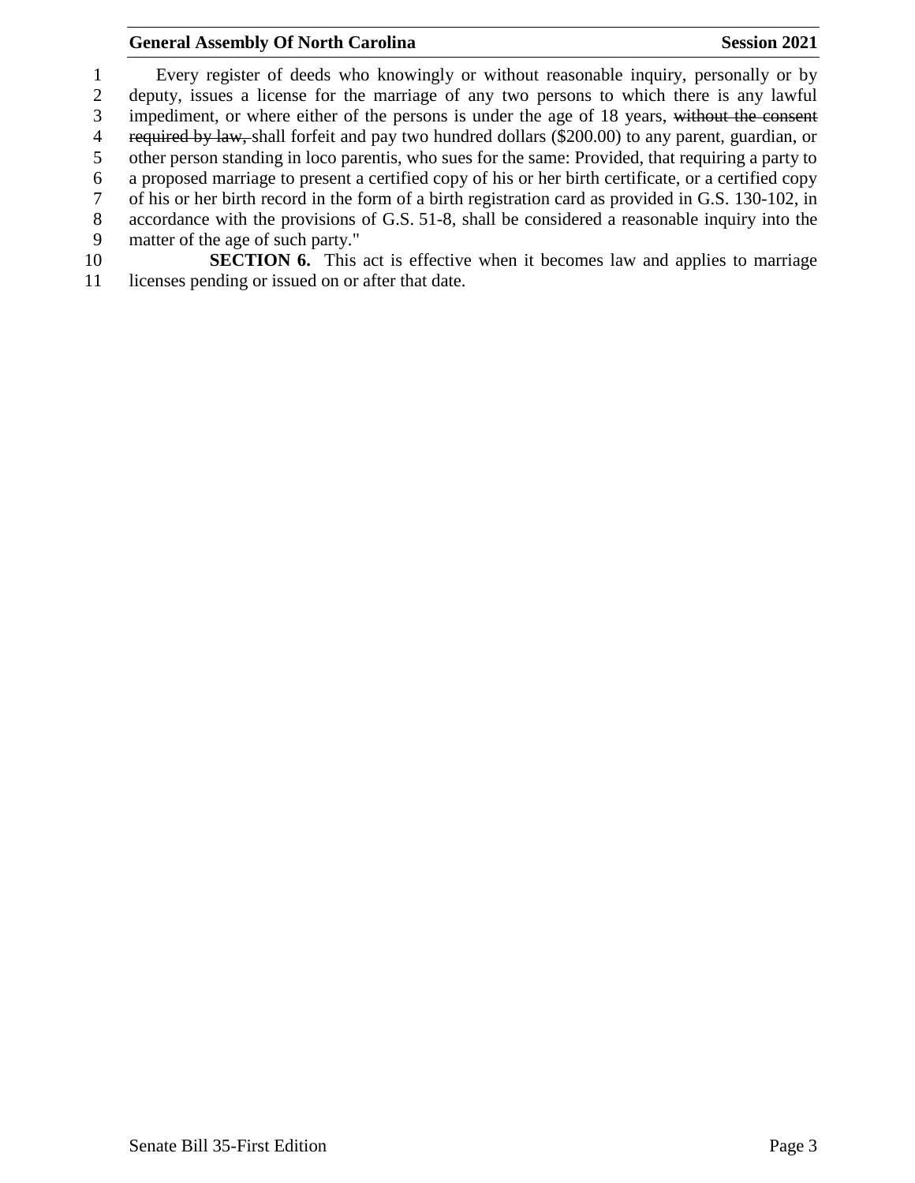Every register of deeds who knowingly or without reasonable inquiry, personally or by deputy, issues a license for the marriage of any two persons to which there is any lawful impediment, or where either of the persons is under the age of 18 years, ~~without the consent required by law,~~ shall forfeit and pay two hundred dollars ($200.00) to any parent, guardian, or other person standing in loco parentis, who sues for the same: Provided, that requiring a party to a proposed marriage to present a certified copy of his or her birth certificate, or a certified copy of his or her birth record in the form of a birth registration card as provided in G.S. 130-102, in accordance with the provisions of G.S. 51-8, shall be considered a reasonable inquiry into the matter of the age of such party."

**SECTION 6.** This act is effective when it becomes law and applies to marriage licenses pending or issued on or after that date.